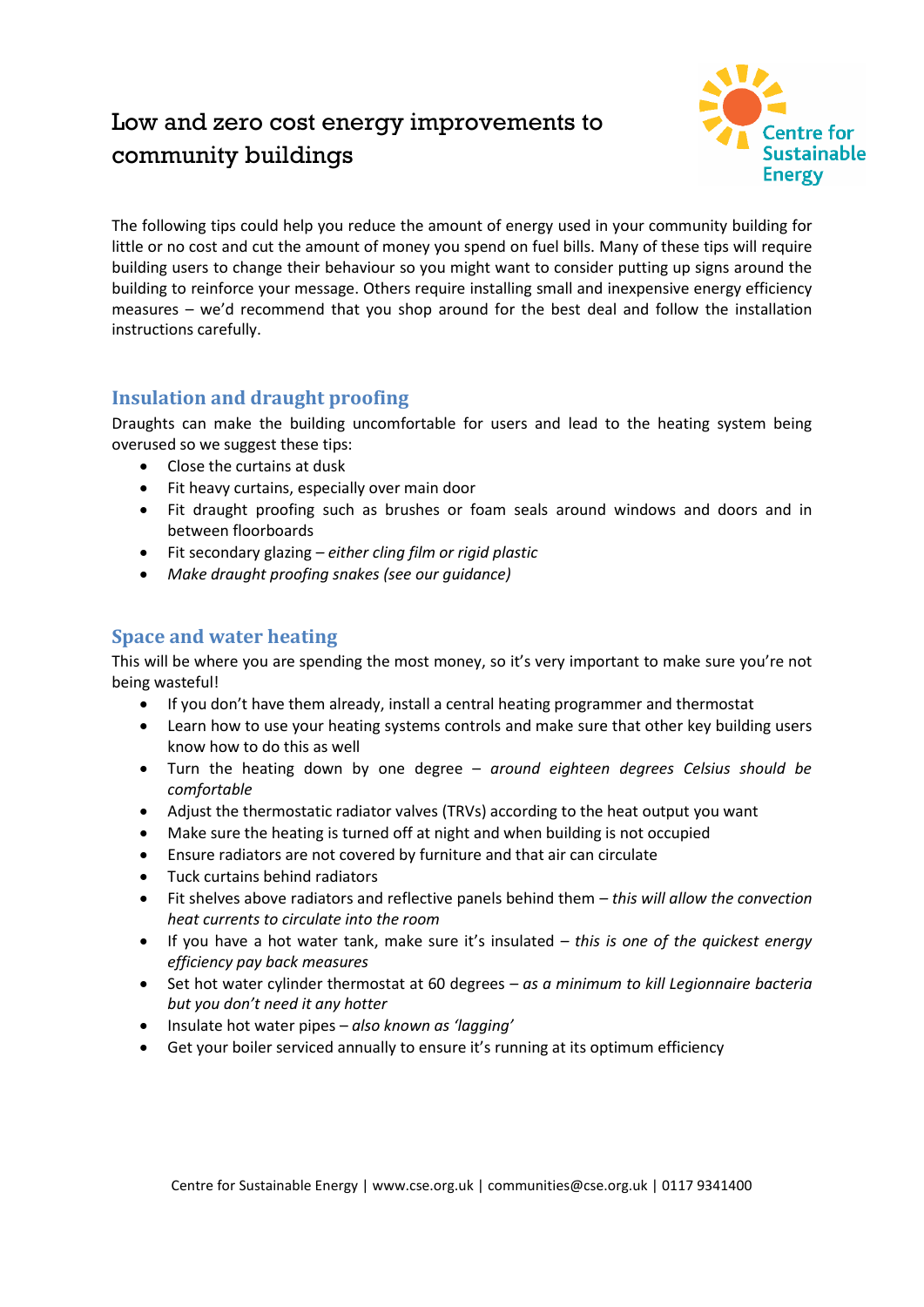# Low and zero cost energy improvements to community buildings

Centre for Sustainable Energy

The following tips could help you reduce the amount of energy used in your community building for little or no cost and cut the amount of money you spend on fuel bills. Many of these tips will require building users to change their behaviour so you might want to consider putting up signs around the building to reinforce your message. Others require installing small and inexpensive energy efficiency measures – we'd recommend that you shop around for the best deal and follow the installation instructions carefully.

## Insulation and draught proofing

Draughts can make the building uncomfortable for users and lead to the heating system being overused so we suggest these tips:

- Close the curtains at dusk
- Fit heavy curtains, especially over main door
- Fit draught proofing such as brushes or foam seals around windows and doors and in between floorboards
- Fit secondary glazing – *either cling film or rigid plastic*
- *Make draught proofing snakes (see our guidance)*

## Space and water heating

This will be where you are spending the most money, so it's very important to make sure you're not being wasteful!

- If you don't have them already, install a central heating programmer and thermostat
- Learn how to use your heating systems controls and make sure that other key building users know how to do this as well
- Turn the heating down by one degree – *around eighteen degrees Celsius should be comfortable*
- Adjust the thermostatic radiator valves (TRVs) according to the heat output you want
- Make sure the heating is turned off at night and when building is not occupied
- Ensure radiators are not covered by furniture and that air can circulate
- Tuck curtains behind radiators
- Fit shelves above radiators and reflective panels behind them – *this will allow the convection heat currents to circulate into the room*
- If you have a hot water tank, make sure it's insulated – *this is one of the quickest energy efficiency pay back measures*
- Set hot water cylinder thermostat at 60 degrees – *as a minimum to kill Legionnaire bacteria but you don't need it any hotter*
- Insulate hot water pipes – *also known as 'lagging'*
- Get your boiler serviced annually to ensure it's running at its optimum efficiency

Centre for Sustainable Energy | www.cse.org.uk | communities@cse.org.uk | 0117 9341400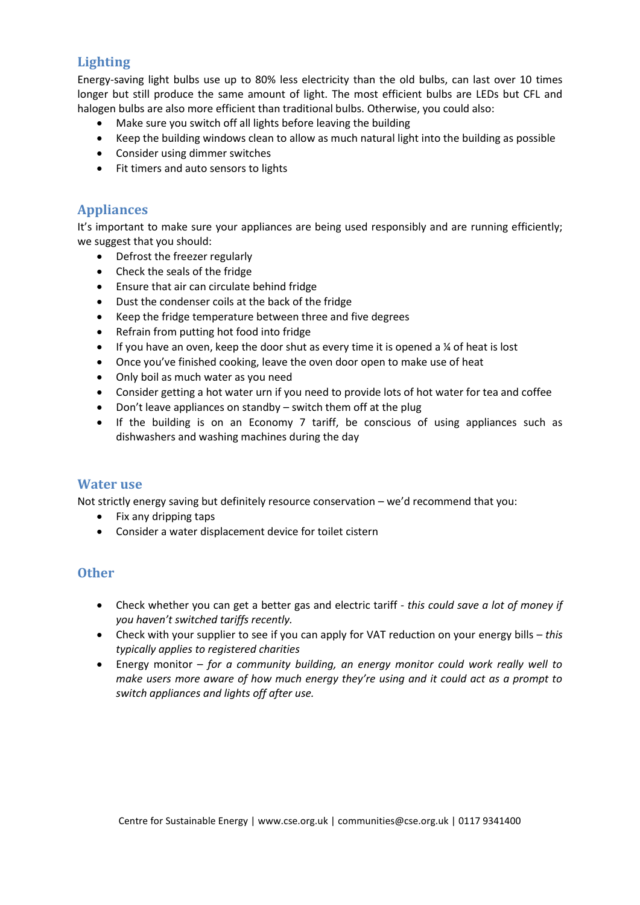## Lighting

Energy-saving light bulbs use up to 80% less electricity than the old bulbs, can last over 10 times longer but still produce the same amount of light. The most efficient bulbs are LEDs but CFL and halogen bulbs are also more efficient than traditional bulbs. Otherwise, you could also:

- Make sure you switch off all lights before leaving the building
- Keep the building windows clean to allow as much natural light into the building as possible
- Consider using dimmer switches
- Fit timers and auto sensors to lights

## Appliances

It's important to make sure your appliances are being used responsibly and are running efficiently; we suggest that you should:

- Defrost the freezer regularly
- Check the seals of the fridge
- Ensure that air can circulate behind fridge
- Dust the condenser coils at the back of the fridge
- Keep the fridge temperature between three and five degrees
- Refrain from putting hot food into fridge
- If you have an oven, keep the door shut as every time it is opened a ¼ of heat is lost
- Once you've finished cooking, leave the oven door open to make use of heat
- Only boil as much water as you need
- Consider getting a hot water urn if you need to provide lots of hot water for tea and coffee
- Don't leave appliances on standby – switch them off at the plug
- If the building is on an Economy 7 tariff, be conscious of using appliances such as dishwashers and washing machines during the day

## Water use

Not strictly energy saving but definitely resource conservation – we'd recommend that you:

- Fix any dripping taps
- Consider a water displacement device for toilet cistern

## Other

- Check whether you can get a better gas and electric tariff - *this could save a lot of money if you haven't switched tariffs recently.*
- Check with your supplier to see if you can apply for VAT reduction on your energy bills – *this typically applies to registered charities*
- Energy monitor – *for a community building, an energy monitor could work really well to make users more aware of how much energy they're using and it could act as a prompt to switch appliances and lights off after use.*

Centre for Sustainable Energy | www.cse.org.uk | communities@cse.org.uk | 0117 9341400